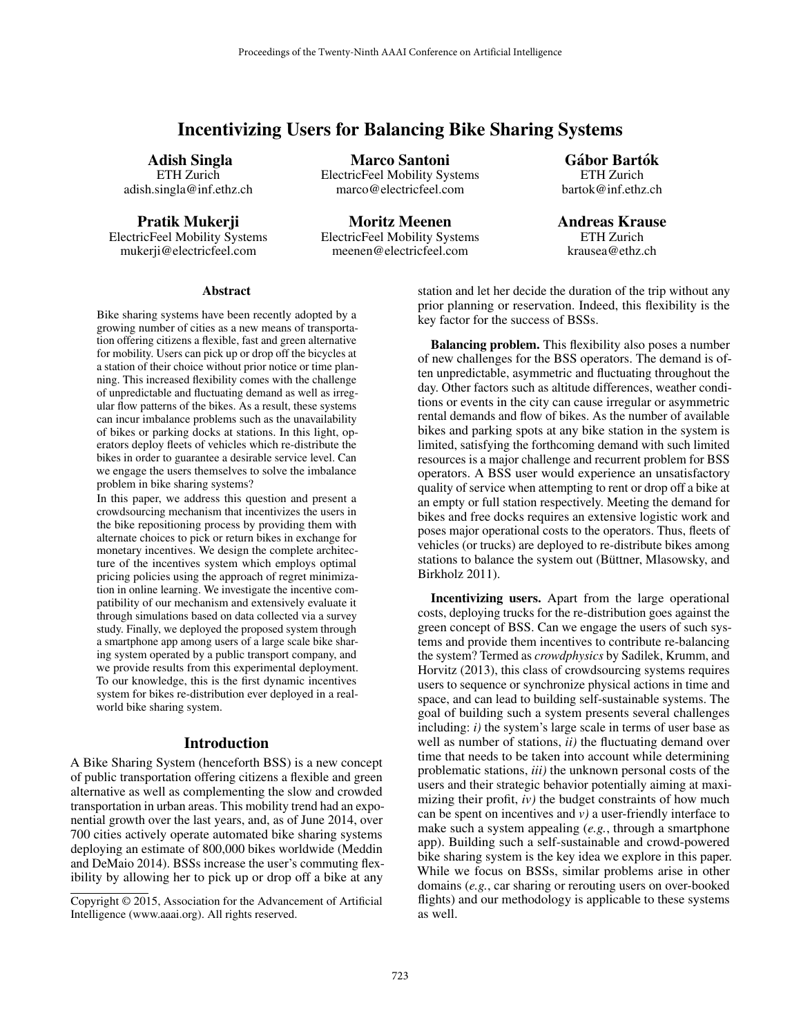# Incentivizing Users for Balancing Bike Sharing Systems

**Adish Singla**
ETH Zurich
adish.singla@inf.ethz.ch

**Marco Santoni**
ElectricFeel Mobility Systems
marco@electricfeel.com

**Gábor Bartók**
ETH Zurich
bartok@inf.ethz.ch

**Pratik Mukerji**
ElectricFeel Mobility Systems
mukerji@electricfeel.com

**Moritz Meenen**
ElectricFeel Mobility Systems
meenen@electricfeel.com

**Andreas Krause**
ETH Zurich
krausea@ethz.ch

## Abstract

Bike sharing systems have been recently adopted by a growing number of cities as a new means of transportation offering citizens a flexible, fast and green alternative for mobility. Users can pick up or drop off the bicycles at a station of their choice without prior notice or time planning. This increased flexibility comes with the challenge of unpredictable and fluctuating demand as well as irregular flow patterns of the bikes. As a result, these systems can incur imbalance problems such as the unavailability of bikes or parking docks at stations. In this light, operators deploy fleets of vehicles which re-distribute the bikes in order to guarantee a desirable service level. Can we engage the users themselves to solve the imbalance problem in bike sharing systems?

In this paper, we address this question and present a crowdsourcing mechanism that incentivizes the users in the bike repositioning process by providing them with alternate choices to pick or return bikes in exchange for monetary incentives. We design the complete architecture of the incentives system which employs optimal pricing policies using the approach of regret minimization in online learning. We investigate the incentive compatibility of our mechanism and extensively evaluate it through simulations based on data collected via a survey study. Finally, we deployed the proposed system through a smartphone app among users of a large scale bike sharing system operated by a public transport company, and we provide results from this experimental deployment. To our knowledge, this is the first dynamic incentives system for bikes re-distribution ever deployed in a real-world bike sharing system.

## Introduction

A Bike Sharing System (henceforth BSS) is a new concept of public transportation offering citizens a flexible and green alternative as well as complementing the slow and crowded transportation in urban areas. This mobility trend had an exponential growth over the last years, and, as of June 2014, over 700 cities actively operate automated bike sharing systems deploying an estimate of 800,000 bikes worldwide (Meddin and DeMaio 2014). BSSs increase the user's commuting flexibility by allowing her to pick up or drop off a bike at any station and let her decide the duration of the trip without any prior planning or reservation. Indeed, this flexibility is the key factor for the success of BSSs.

**Balancing problem.** This flexibility also poses a number of new challenges for the BSS operators. The demand is often unpredictable, asymmetric and fluctuating throughout the day. Other factors such as altitude differences, weather conditions or events in the city can cause irregular or asymmetric rental demands and flow of bikes. As the number of available bikes and parking spots at any bike station in the system is limited, satisfying the forthcoming demand with such limited resources is a major challenge and recurrent problem for BSS operators. A BSS user would experience an unsatisfactory quality of service when attempting to rent or drop off a bike at an empty or full station respectively. Meeting the demand for bikes and free docks requires an extensive logistic work and poses major operational costs to the operators. Thus, fleets of vehicles (or trucks) are deployed to re-distribute bikes among stations to balance the system out (Büttner, Mlasowsky, and Birkholz 2011).

**Incentivizing users.** Apart from the large operational costs, deploying trucks for the re-distribution goes against the green concept of BSS. Can we engage the users of such systems and provide them incentives to contribute re-balancing the system? Termed as *crowdphysics* by Sadilek, Krumm, and Horvitz (2013), this class of crowdsourcing systems requires users to sequence or synchronize physical actions in time and space, and can lead to building self-sustainable systems. The goal of building such a system presents several challenges including: *i)* the system's large scale in terms of user base as well as number of stations, *ii)* the fluctuating demand over time that needs to be taken into account while determining problematic stations, *iii)* the unknown personal costs of the users and their strategic behavior potentially aiming at maximizing their profit, *iv)* the budget constraints of how much can be spent on incentives and *v)* a user-friendly interface to make such a system appealing (*e.g.*, through a smartphone app). Building such a self-sustainable and crowd-powered bike sharing system is the key idea we explore in this paper. While we focus on BSSs, similar problems arise in other domains (*e.g.*, car sharing or rerouting users on over-booked flights) and our methodology is applicable to these systems as well.

Copyright © 2015, Association for the Advancement of Artificial Intelligence (www.aaai.org). All rights reserved.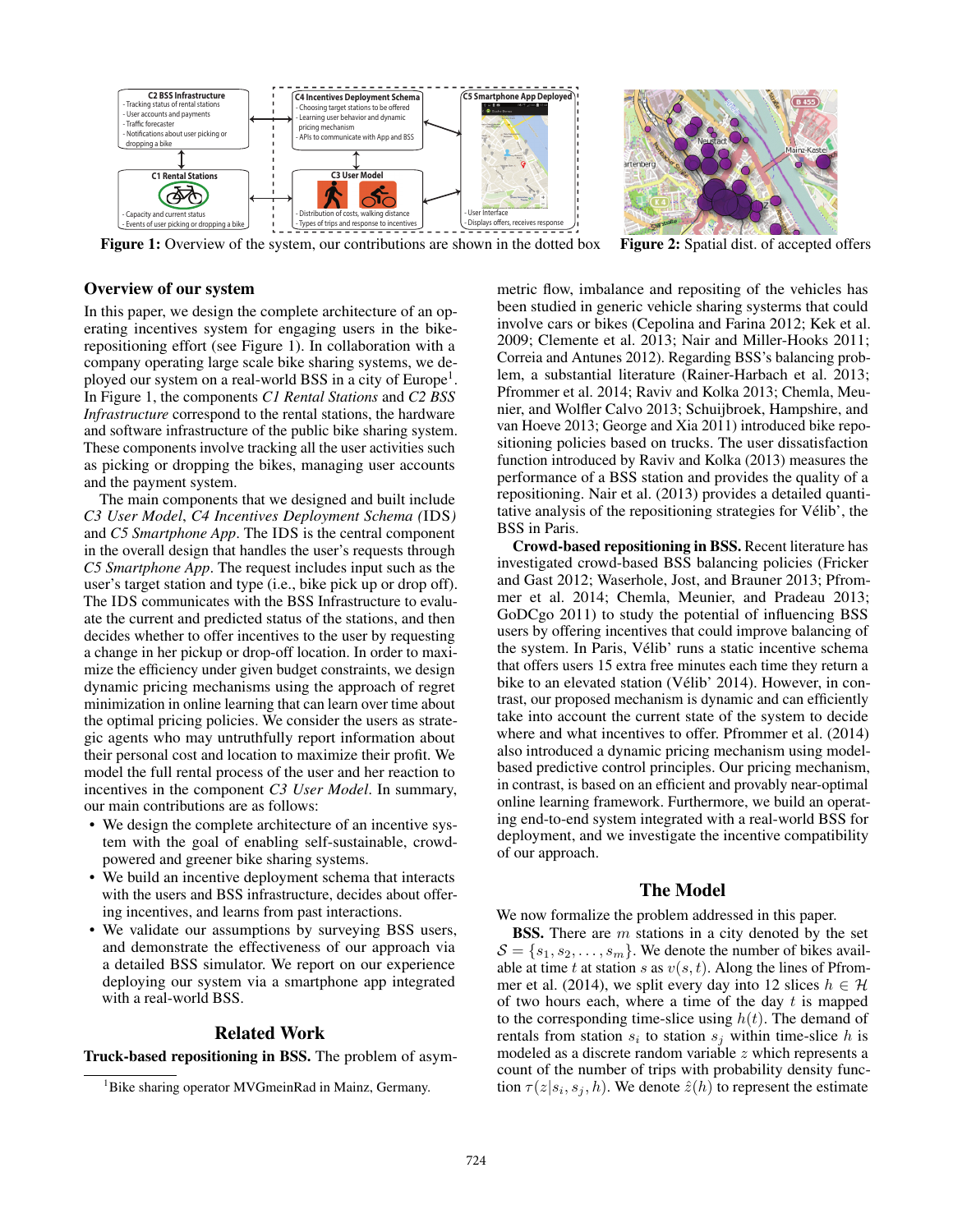Figure 1: Overview of the system, our contributions are shown in the dotted box

Figure 2: Spatial dist. of accepted offers

## Overview of our system

In this paper, we design the complete architecture of an operating incentives system for engaging users in the bike-repositioning effort (see Figure 1). In collaboration with a company operating large scale bike sharing systems, we deployed our system on a real-world BSS in a city of Europe[1]. In Figure 1, the components *C1 Rental Stations* and *C2 BSS Infrastructure* correspond to the rental stations, the hardware and software infrastructure of the public bike sharing system. These components involve tracking all the user activities such as picking or dropping the bikes, managing user accounts and the payment system.

The main components that we designed and built include *C3 User Model*, *C4 Incentives Deployment Schema (*IDS*)* and *C5 Smartphone App*. The IDS is the central component in the overall design that handles the user's requests through *C5 Smartphone App*. The request includes input such as the user's target station and type (i.e., bike pick up or drop off). The IDS communicates with the BSS Infrastructure to evaluate the current and predicted status of the stations, and then decides whether to offer incentives to the user by requesting a change in her pickup or drop-off location. In order to maximize the efficiency under given budget constraints, we design dynamic pricing mechanisms using the approach of regret minimization in online learning that can learn over time about the optimal pricing policies. We consider the users as strategic agents who may untruthfully report information about their personal cost and location to maximize their profit. We model the full rental process of the user and her reaction to incentives in the component *C3 User Model*. In summary, our main contributions are as follows:

- We design the complete architecture of an incentive system with the goal of enabling self-sustainable, crowd-powered and greener bike sharing systems.
- We build an incentive deployment schema that interacts with the users and BSS infrastructure, decides about offering incentives, and learns from past interactions.
- We validate our assumptions by surveying BSS users, and demonstrate the effectiveness of our approach via a detailed BSS simulator. We report on our experience deploying our system via a smartphone app integrated with a real-world BSS.

## Related Work

**Truck-based repositioning in BSS.** The problem of asymmetric flow, imbalance and repositing of the vehicles has been studied in generic vehicle sharing systerms that could involve cars or bikes (Cepolina and Farina 2012; Kek et al. 2009; Clemente et al. 2013; Nair and Miller-Hooks 2011; Correia and Antunes 2012). Regarding BSS's balancing problem, a substantial literature (Rainer-Harbach et al. 2013; Pfrommer et al. 2014; Raviv and Kolka 2013; Chemla, Meunier, and Wolfler Calvo 2013; Schuijbroek, Hampshire, and van Hoeve 2013; George and Xia 2011) introduced bike repositioning policies based on trucks. The user dissatisfaction function introduced by Raviv and Kolka (2013) measures the performance of a BSS station and provides the quality of a repositioning. Nair et al. (2013) provides a detailed quantitative analysis of the repositioning strategies for Vélib', the BSS in Paris.

**Crowd-based repositioning in BSS.** Recent literature has investigated crowd-based BSS balancing policies (Fricker and Gast 2012; Waserhole, Jost, and Brauner 2013; Pfrommer et al. 2014; Chemla, Meunier, and Pradeau 2013; GoDCgo 2011) to study the potential of influencing BSS users by offering incentives that could improve balancing of the system. In Paris, Vélib' runs a static incentive schema that offers users 15 extra free minutes each time they return a bike to an elevated station (Vélib' 2014). However, in contrast, our proposed mechanism is dynamic and can efficiently take into account the current state of the system to decide where and what incentives to offer. Pfrommer et al. (2014) also introduced a dynamic pricing mechanism using model-based predictive control principles. Our pricing mechanism, in contrast, is based on an efficient and provably near-optimal online learning framework. Furthermore, we build an operating end-to-end system integrated with a real-world BSS for deployment, and we investigate the incentive compatibility of our approach.

## The Model

We now formalize the problem addressed in this paper.

**BSS.** There are $m$ stations in a city denoted by the set $\mathcal{S} = \{s_1, s_2, \ldots, s_m\}$. We denote the number of bikes available at time $t$ at station $s$ as $v(s, t)$. Along the lines of Pfrommer et al. (2014), we split every day into 12 slices $h \in \mathcal{H}$ of two hours each, where a time of the day $t$ is mapped to the corresponding time-slice using $h(t)$. The demand of rentals from station $s_i$ to station $s_j$ within time-slice $h$ is modeled as a discrete random variable $z$ which represents a count of the number of trips with probability density function $\tau(z|s_i, s_j, h)$. We denote $\hat{z}(h)$ to represent the estimate

[1] Bike sharing operator MVGmeinRad in Mainz, Germany.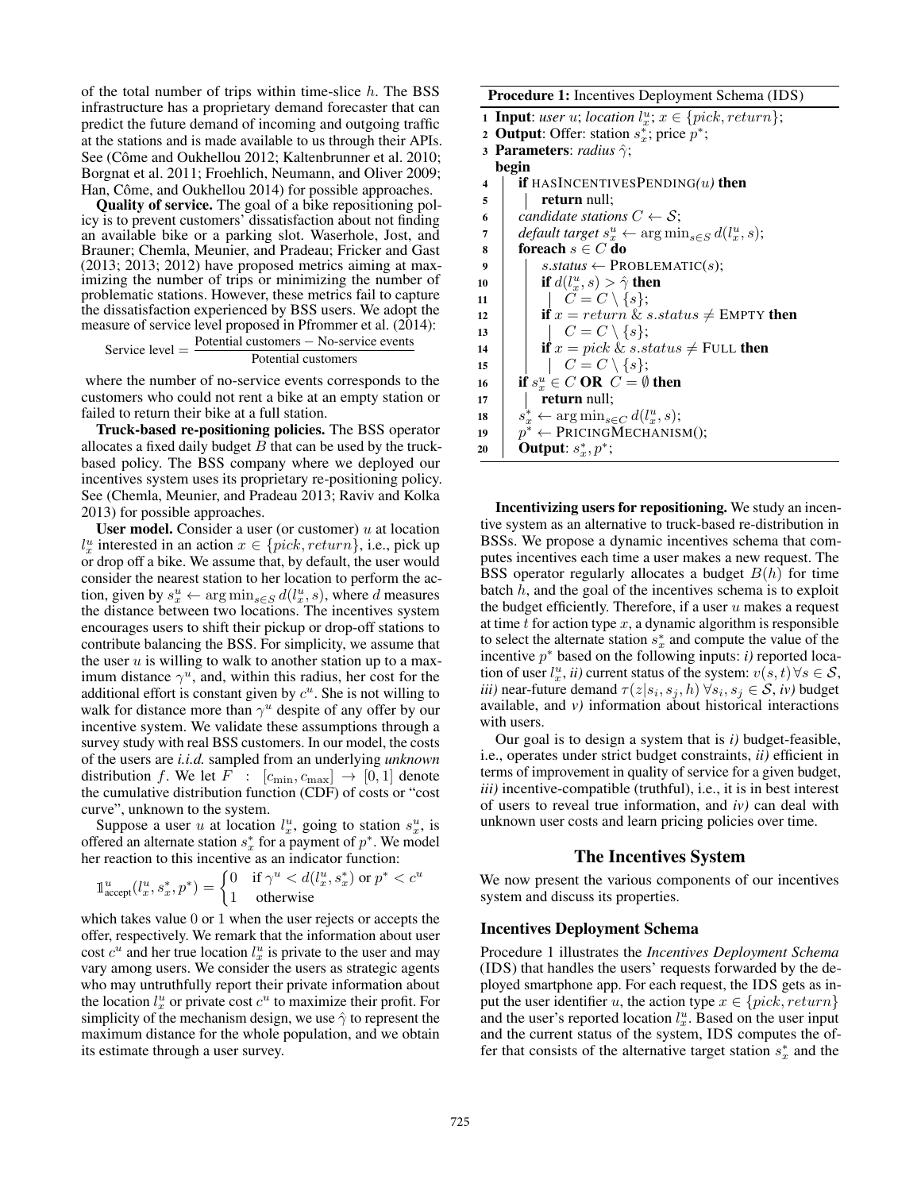of the total number of trips within time-slice $h$. The BSS infrastructure has a proprietary demand forecaster that can predict the future demand of incoming and outgoing traffic at the stations and is made available to us through their APIs. See (Côme and Oukhellou 2012; Kaltenbrunner et al. 2010; Borgnat et al. 2011; Froehlich, Neumann, and Oliver 2009; Han, Côme, and Oukhellou 2014) for possible approaches.

**Quality of service.** The goal of a bike repositioning policy is to prevent customers' dissatisfaction about not finding an available bike or a parking slot. Waserhole, Jost, and Brauner; Chemla, Meunier, and Pradeau; Fricker and Gast (2013; 2013; 2012) have proposed metrics aiming at maximizing the number of trips or minimizing the number of problematic stations. However, these metrics fail to capture the dissatisfaction experienced by BSS users. We adopt the measure of service level proposed in Pfrommer et al. (2014):

$$\text{Service level} = \frac{\text{Potential customers} - \text{No-service events}}{\text{Potential customers}}$$

where the number of no-service events corresponds to the customers who could not rent a bike at an empty station or failed to return their bike at a full station.

**Truck-based re-positioning policies.** The BSS operator allocates a fixed daily budget $B$ that can be used by the truck-based policy. The BSS company where we deployed our incentives system uses its proprietary re-positioning policy. See (Chemla, Meunier, and Pradeau 2013; Raviv and Kolka 2013) for possible approaches.

**User model.** Consider a user (or customer) $u$ at location $l_x^u$ interested in an action $x \in \{pick, return\}$, i.e., pick up or drop off a bike. We assume that, by default, the user would consider the nearest station to her location to perform the action, given by $s_x^u \leftarrow \arg\min_{s \in S} d(l_x^u, s)$, where $d$ measures the distance between two locations. The incentives system encourages users to shift their pickup or drop-off stations to contribute balancing the BSS. For simplicity, we assume that the user $u$ is willing to walk to another station up to a maximum distance $\gamma^u$, and, within this radius, her cost for the additional effort is constant given by $c^u$. She is not willing to walk for distance more than $\gamma^u$ despite of any offer by our incentive system. We validate these assumptions through a survey study with real BSS customers. In our model, the costs of the users are *i.i.d.* sampled from an underlying *unknown* distribution $f$. We let $F : [c_{\min}, c_{\max}] \rightarrow [0, 1]$ denote the cumulative distribution function (CDF) of costs or "cost curve", unknown to the system.

Suppose a user $u$ at location $l_x^u$, going to station $s_x^u$, is offered an alternate station $s_x^*$ for a payment of $p^*$. We model her reaction to this incentive as an indicator function:

$$\mathbb{1}^u_{\text{accept}}(l_x^u, s_x^*, p^*) = \begin{cases} 0 & \text{if } \gamma^u < d(l_x^u, s_x^*) \text{ or } p^* < c^u \\ 1 & \text{otherwise} \end{cases}$$

which takes value 0 or 1 when the user rejects or accepts the offer, respectively. We remark that the information about user cost $c^u$ and her true location $l_x^u$ is private to the user and may vary among users. We consider the users as strategic agents who may untruthfully report their private information about the location $l_x^u$ or private cost $c^u$ to maximize their profit. For simplicity of the mechanism design, we use $\hat{\gamma}$ to represent the maximum distance for the whole population, and we obtain its estimate through a user survey.

**Procedure 1:** Incentives Deployment Schema (IDS)

```
1  Input: user u; location l_x^u; x ∈ {pick, return};
2  Output: Offer: station s_x^*; price p^*;
3  Parameters: radius γ̂;
   begin
4      if HASINCENTIVESPENDING(u) then
5          return null;
6      candidate stations C ← S;
7      default target s_x^u ← argmin_{s∈S} d(l_x^u, s);
8      foreach s ∈ C do
9          s.status ← PROBLEMATIC(s);
10         if d(l_x^u, s) > γ̂ then
11             C = C \ {s};
12         if x = return & s.status ≠ EMPTY then
13             C = C \ {s};
14         if x = pick & s.status ≠ FULL then
15             C = C \ {s};
16     if s_x^u ∈ C OR C = ∅ then
17         return null;
18     s_x^* ← argmin_{s∈C} d(l_x^u, s);
19     p^* ← PRICINGMECHANISM();
20     Output: s_x^*, p^*;
```

**Incentivizing users for repositioning.** We study an incentive system as an alternative to truck-based re-distribution in BSSs. We propose a dynamic incentives schema that computes incentives each time a user makes a new request. The BSS operator regularly allocates a budget $B(h)$ for time batch $h$, and the goal of the incentives schema is to exploit the budget efficiently. Therefore, if a user $u$ makes a request at time $t$ for action type $x$, a dynamic algorithm is responsible to select the alternate station $s_x^*$ and compute the value of the incentive $p^*$ based on the following inputs: *i)* reported location of user $l_x^u$, *ii)* current status of the system: $v(s,t) \, \forall s \in \mathcal{S}$, *iii)* near-future demand $\tau(z|s_i, s_j, h) \, \forall s_i, s_j \in \mathcal{S}$, *iv)* budget available, and *v)* information about historical interactions with users.

Our goal is to design a system that is *i)* budget-feasible, i.e., operates under strict budget constraints, *ii)* efficient in terms of improvement in quality of service for a given budget, *iii)* incentive-compatible (truthful), i.e., it is in best interest of users to reveal true information, and *iv)* can deal with unknown user costs and learn pricing policies over time.

## The Incentives System

We now present the various components of our incentives system and discuss its properties.

### Incentives Deployment Schema

Procedure 1 illustrates the *Incentives Deployment Schema* (IDS) that handles the users' requests forwarded by the deployed smartphone app. For each request, the IDS gets as input the user identifier $u$, the action type $x \in \{pick, return\}$ and the user's reported location $l_x^u$. Based on the user input and the current status of the system, IDS computes the offer that consists of the alternative target station $s_x^*$ and the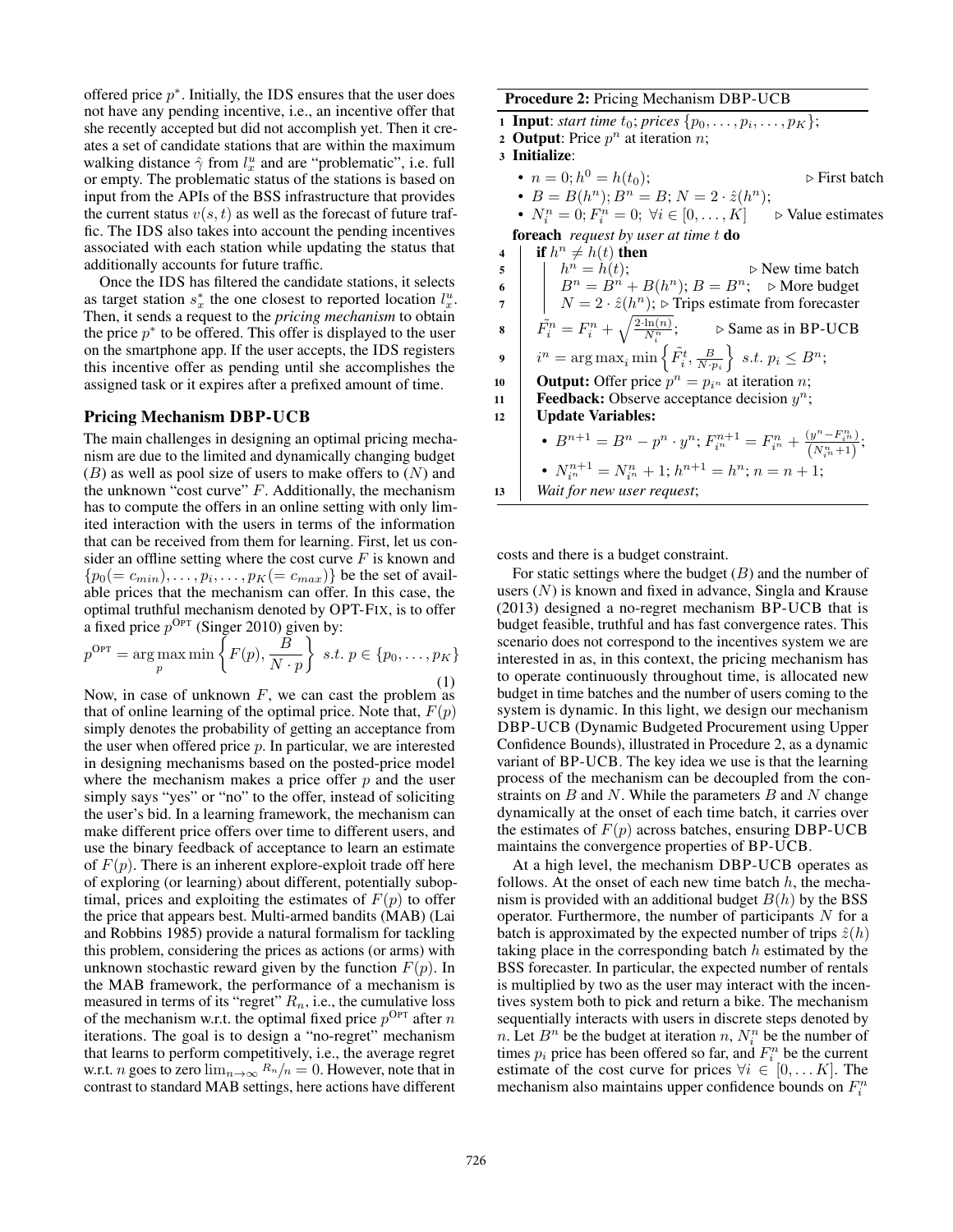offered price $p^*$. Initially, the IDS ensures that the user does not have any pending incentive, i.e., an incentive offer that she recently accepted but did not accomplish yet. Then it creates a set of candidate stations that are within the maximum walking distance $\hat{\gamma}$ from $l^u_x$ and are "problematic", i.e. full or empty. The problematic status of the stations is based on input from the APIs of the BSS infrastructure that provides the current status $v(s,t)$ as well as the forecast of future traffic. The IDS also takes into account the pending incentives associated with each station while updating the status that additionally accounts for future traffic.

Once the IDS has filtered the candidate stations, it selects as target station $s^*_x$ the one closest to reported location $l^u_x$. Then, it sends a request to the *pricing mechanism* to obtain the price $p^*$ to be offered. This offer is displayed to the user on the smartphone app. If the user accepts, the IDS registers this incentive offer as pending until she accomplishes the assigned task or it expires after a prefixed amount of time.

## Pricing Mechanism DBP-UCB

The main challenges in designing an optimal pricing mechanism are due to the limited and dynamically changing budget ($B$) as well as pool size of users to make offers to ($N$) and the unknown "cost curve" $F$. Additionally, the mechanism has to compute the offers in an online setting with only limited interaction with the users in terms of the information that can be received from them for learning. First, let us consider an offline setting where the cost curve $F$ is known and $\{p_0(=c_{min}), \ldots, p_i, \ldots, p_K(=c_{max})\}$ be the set of available prices that the mechanism can offer. In this case, the optimal truthful mechanism denoted by OPT-FIX, is to offer a fixed price $p^{\text{OPT}}$ (Singer 2010) given by:

$$p^{\text{OPT}} = \arg\max_{p} \min \left\{ F(p), \frac{B}{N \cdot p} \right\} \;\; s.t. \; p \in \{p_0, \ldots, p_K\} \tag{1}$$

Now, in case of unknown $F$, we can cast the problem as that of online learning of the optimal price. Note that, $F(p)$ simply denotes the probability of getting an acceptance from the user when offered price $p$. In particular, we are interested in designing mechanisms based on the posted-price model where the mechanism makes a price offer $p$ and the user simply says "yes" or "no" to the offer, instead of soliciting the user's bid. In a learning framework, the mechanism can make different price offers over time to different users, and use the binary feedback of acceptance to learn an estimate of $F(p)$. There is an inherent explore-exploit trade off here of exploring (or learning) about different, potentially suboptimal, prices and exploiting the estimates of $F(p)$ to offer the price that appears best. Multi-armed bandits (MAB) (Lai and Robbins 1985) provide a natural formalism for tackling this problem, considering the prices as actions (or arms) with unknown stochastic reward given by the function $F(p)$. In the MAB framework, the performance of a mechanism is measured in terms of its "regret" $R_n$, i.e., the cumulative loss of the mechanism w.r.t. the optimal fixed price $p^{\text{OPT}}$ after $n$ iterations. The goal is to design a "no-regret" mechanism that learns to perform competitively, i.e., the average regret w.r.t. $n$ goes to zero $\lim_{n\to\infty} R_n/n = 0$. However, note that in contrast to standard MAB settings, here actions have different costs and there is a budget constraint.

For static settings where the budget ($B$) and the number of users ($N$) is known and fixed in advance, Singla and Krause (2013) designed a no-regret mechanism BP-UCB that is budget feasible, truthful and has fast convergence rates. This scenario does not correspond to the incentives system we are interested in as, in this context, the pricing mechanism has to operate continuously throughout time, is allocated new budget in time batches and the number of users coming to the system is dynamic. In this light, we design our mechanism DBP-UCB (Dynamic Budgeted Procurement using Upper Confidence Bounds), illustrated in Procedure 2, as a dynamic variant of BP-UCB. The key idea we use is that the learning process of the mechanism can be decoupled from the constraints on $B$ and $N$. While the parameters $B$ and $N$ change dynamically at the onset of each time batch, it carries over the estimates of $F(p)$ across batches, ensuring DBP-UCB maintains the convergence properties of BP-UCB.

At a high level, the mechanism DBP-UCB operates as follows. At the onset of each new time batch $h$, the mechanism is provided with an additional budget $B(h)$ by the BSS operator. Furthermore, the number of participants $N$ for a batch is approximated by the expected number of trips $\hat{z}(h)$ taking place in the corresponding batch $h$ estimated by the BSS forecaster. In particular, the expected number of rentals is multiplied by two as the user may interact with the incentives system both to pick and return a bike. The mechanism sequentially interacts with users in discrete steps denoted by $n$. Let $B^n$ be the budget at iteration $n$, $N^n_i$ be the number of times $p_i$ price has been offered so far, and $F^n_i$ be the current estimate of the cost curve for prices $\forall i \in [0, \ldots K]$. The mechanism also maintains upper confidence bounds on $F^n_i$

---

**Procedure 2:** Pricing Mechanism DBP-UCB

```
1  Input: start time t_0; prices {p_0, ..., p_i, ..., p_K};
2  Output: Price p^n at iteration n;
3  Initialize:
     • n = 0; h^0 = h(t_0);                          ▷ First batch
     • B = B(h^n); B^n = B; N = 2 · ẑ(h^n);
     • N_i^n = 0; F_i^n = 0; ∀i ∈ [0, ..., K]        ▷ Value estimates
   foreach request by user at time t do
4    if h^n ≠ h(t) then
5      h^n = h(t);                                   ▷ New time batch
6      B^n = B^n + B(h^n); B = B^n;                  ▷ More budget
7      N = 2 · ẑ(h^n); ▷ Trips estimate from forecaster
8    F̃_i^n = F_i^n + sqrt(2·ln(n) / N_i^n);          ▷ Same as in BP-UCB
9    i^n = argmax_i min{ F̃_i^t, B / (N·p_i) }  s.t. p_i ≤ B^n;
10   Output: Offer price p^n = p_{i^n} at iteration n;
11   Feedback: Observe acceptance decision y^n;
12   Update Variables:
       • B^{n+1} = B^n − p^n · y^n; F_{i^n}^{n+1} = F_{i^n}^n + (y^n − F_{i^n}^n) / (N_{i^n}^n + 1);
       • N_{i^n}^{n+1} = N_{i^n}^n + 1; h^{n+1} = h^n; n = n + 1;
13   Wait for new user request;
```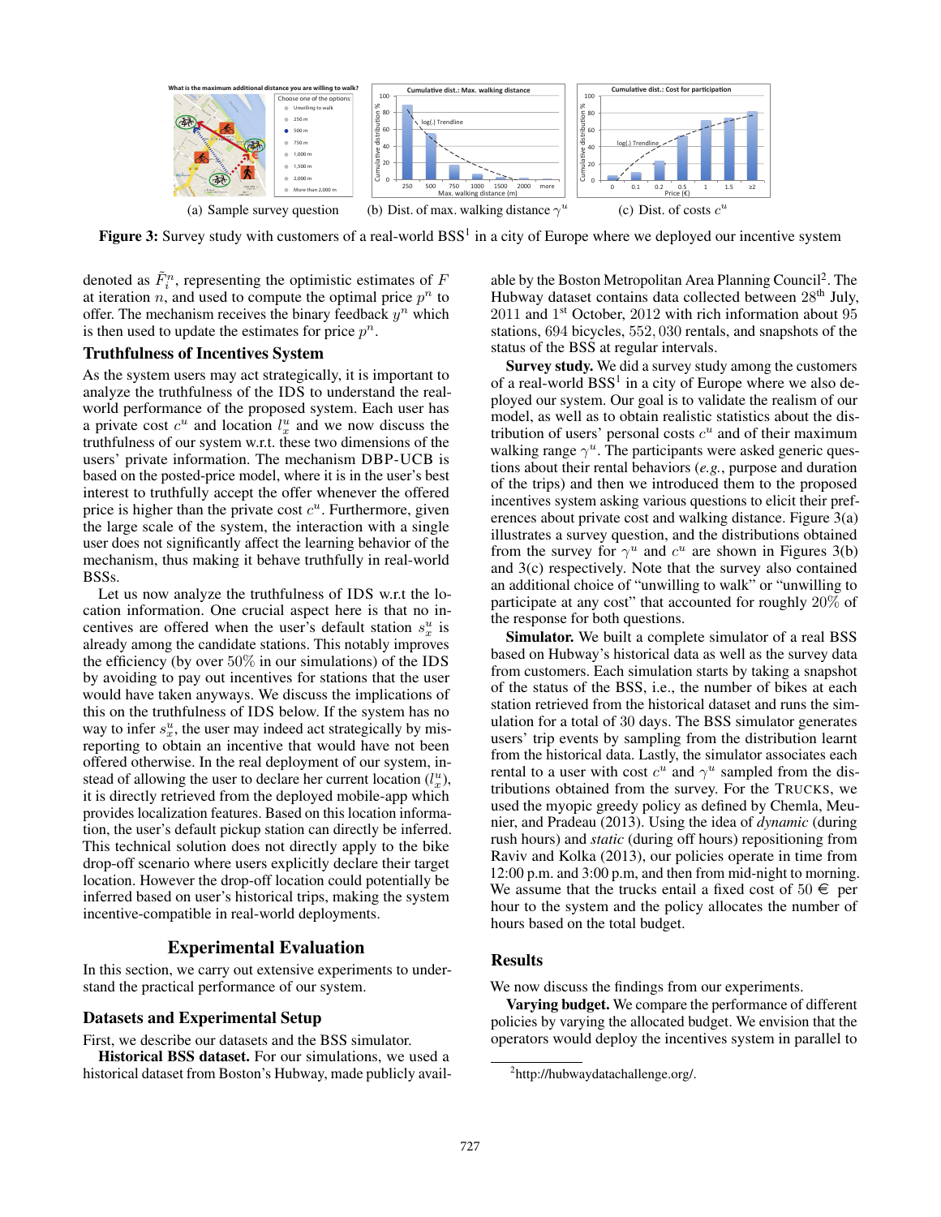(a) Sample survey question (b) Dist. of max. walking distance $\gamma^u$ (c) Dist. of costs $c^u$

**Figure 3:** Survey study with customers of a real-world BSS[1] in a city of Europe where we deployed our incentive system

denoted as $\tilde{F}_i^n$, representing the optimistic estimates of $F$ at iteration $n$, and used to compute the optimal price $p^n$ to offer. The mechanism receives the binary feedback $y^n$ which is then used to update the estimates for price $p^n$.

### Truthfulness of Incentives System

As the system users may act strategically, it is important to analyze the truthfulness of the IDS to understand the real-world performance of the proposed system. Each user has a private cost $c^u$ and location $l_x^u$ and we now discuss the truthfulness of our system w.r.t. these two dimensions of the users' private information. The mechanism DBP-UCB is based on the posted-price model, where it is in the user's best interest to truthfully accept the offer whenever the offered price is higher than the private cost $c^u$. Furthermore, given the large scale of the system, the interaction with a single user does not significantly affect the learning behavior of the mechanism, thus making it behave truthfully in real-world BSSs.

Let us now analyze the truthfulness of IDS w.r.t the location information. One crucial aspect here is that no incentives are offered when the user's default station $s_x^u$ is already among the candidate stations. This notably improves the efficiency (by over 50% in our simulations) of the IDS by avoiding to pay out incentives for stations that the user would have taken anyways. We discuss the implications of this on the truthfulness of IDS below. If the system has no way to infer $s_x^u$, the user may indeed act strategically by misreporting to obtain an incentive that would have not been offered otherwise. In the real deployment of our system, instead of allowing the user to declare her current location ($l_x^u$), it is directly retrieved from the deployed mobile-app which provides localization features. Based on this location information, the user's default pickup station can directly be inferred. This technical solution does not directly apply to the bike drop-off scenario where users explicitly declare their target location. However the drop-off location could potentially be inferred based on user's historical trips, making the system incentive-compatible in real-world deployments.

## Experimental Evaluation

In this section, we carry out extensive experiments to understand the practical performance of our system.

### Datasets and Experimental Setup

First, we describe our datasets and the BSS simulator.

**Historical BSS dataset.** For our simulations, we used a historical dataset from Boston's Hubway, made publicly available by the Boston Metropolitan Area Planning Council[2]. The Hubway dataset contains data collected between 28th July, 2011 and 1st October, 2012 with rich information about 95 stations, 694 bicycles, 552,030 rentals, and snapshots of the status of the BSS at regular intervals.

**Survey study.** We did a survey study among the customers of a real-world BSS[1] in a city of Europe where we also deployed our system. Our goal is to validate the realism of our model, as well as to obtain realistic statistics about the distribution of users' personal costs $c^u$ and of their maximum walking range $\gamma^u$. The participants were asked generic questions about their rental behaviors (*e.g.*, purpose and duration of the trips) and then we introduced them to the proposed incentives system asking various questions to elicit their preferences about private cost and walking distance. Figure 3(a) illustrates a survey question, and the distributions obtained from the survey for $\gamma^u$ and $c^u$ are shown in Figures 3(b) and 3(c) respectively. Note that the survey also contained an additional choice of "unwilling to walk" or "unwilling to participate at any cost" that accounted for roughly 20% of the response for both questions.

**Simulator.** We built a complete simulator of a real BSS based on Hubway's historical data as well as the survey data from customers. Each simulation starts by taking a snapshot of the status of the BSS, i.e., the number of bikes at each station retrieved from the historical dataset and runs the simulation for a total of 30 days. The BSS simulator generates users' trip events by sampling from the distribution learnt from the historical data. Lastly, the simulator associates each rental to a user with cost $c^u$ and $\gamma^u$ sampled from the distributions obtained from the survey. For the TRUCKS, we used the myopic greedy policy as defined by Chemla, Meunier, and Pradeau (2013). Using the idea of *dynamic* (during rush hours) and *static* (during off hours) repositioning from Raviv and Kolka (2013), our policies operate in time from 12:00 p.m. and 3:00 p.m, and then from mid-night to morning. We assume that the trucks entail a fixed cost of 50 € per hour to the system and the policy allocates the number of hours based on the total budget.

### Results

We now discuss the findings from our experiments.

**Varying budget.** We compare the performance of different policies by varying the allocated budget. We envision that the operators would deploy the incentives system in parallel to

[2] http://hubwaydatachallenge.org/.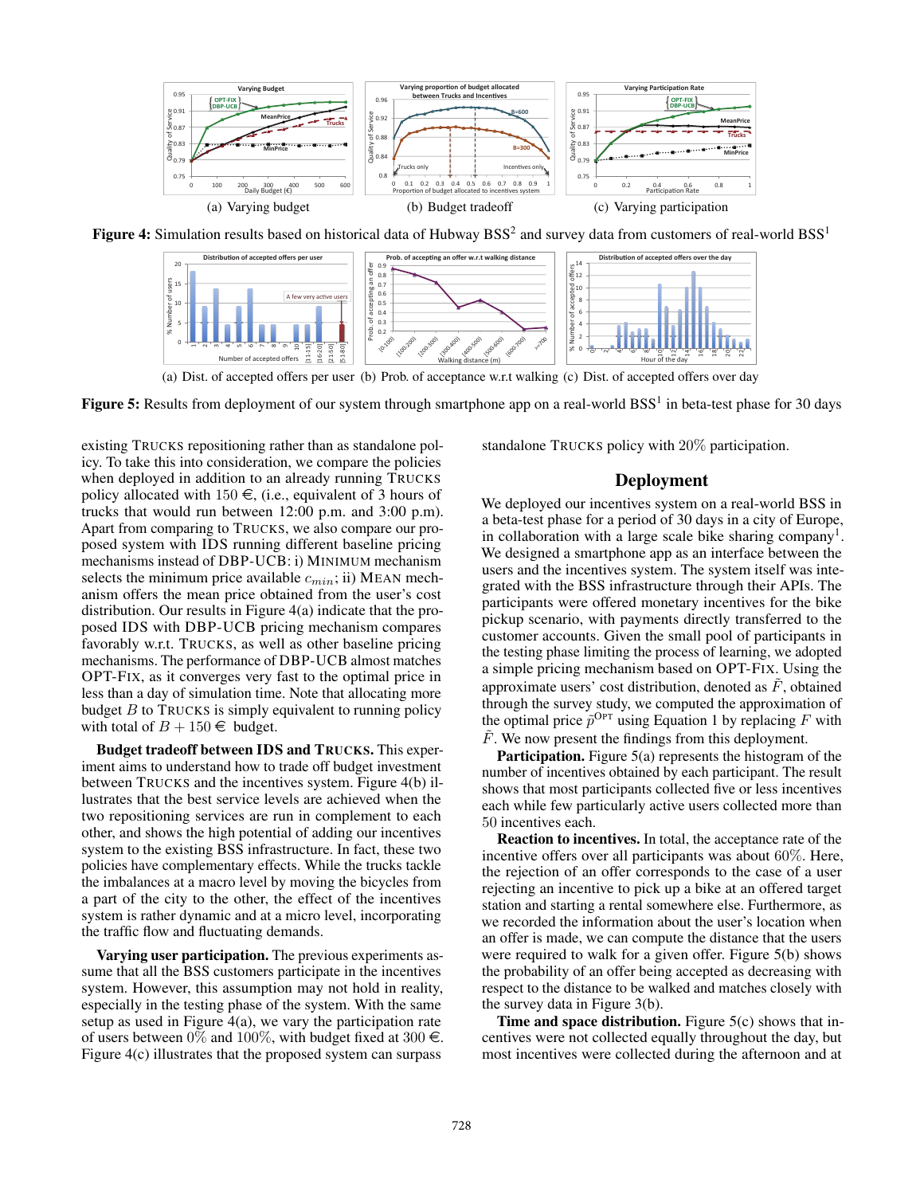(a) Varying budget (b) Budget tradeoff (c) Varying participation

**Figure 4:** Simulation results based on historical data of Hubway BSS[2] and survey data from customers of real-world BSS[1]

(a) Dist. of accepted offers per user (b) Prob. of acceptance w.r.t walking (c) Dist. of accepted offers over day

**Figure 5:** Results from deployment of our system through smartphone app on a real-world BSS[1] in beta-test phase for 30 days

existing TRUCKS repositioning rather than as standalone policy. To take this into consideration, we compare the policies when deployed in addition to an already running TRUCKS policy allocated with 150 €, (i.e., equivalent of 3 hours of trucks that would run between 12:00 p.m. and 3:00 p.m). Apart from comparing to TRUCKS, we also compare our proposed system with IDS running different baseline pricing mechanisms instead of DBP-UCB: i) MINIMUM mechanism selects the minimum price available $c_{min}$; ii) MEAN mechanism offers the mean price obtained from the user's cost distribution. Our results in Figure 4(a) indicate that the proposed IDS with DBP-UCB pricing mechanism compares favorably w.r.t. TRUCKS, as well as other baseline pricing mechanisms. The performance of DBP-UCB almost matches OPT-FIX, as it converges very fast to the optimal price in less than a day of simulation time. Note that allocating more budget $B$ to TRUCKS is simply equivalent to running policy with total of $B + 150$ € budget.

**Budget tradeoff between IDS and TRUCKS.** This experiment aims to understand how to trade off budget investment between TRUCKS and the incentives system. Figure 4(b) illustrates that the best service levels are achieved when the two repositioning services are run in complement to each other, and shows the high potential of adding our incentives system to the existing BSS infrastructure. In fact, these two policies have complementary effects. While the trucks tackle the imbalances at a macro level by moving the bicycles from a part of the city to the other, the effect of the incentives system is rather dynamic and at a micro level, incorporating the traffic flow and fluctuating demands.

**Varying user participation.** The previous experiments assume that all the BSS customers participate in the incentives system. However, this assumption may not hold in reality, especially in the testing phase of the system. With the same setup as used in Figure 4(a), we vary the participation rate of users between 0% and 100%, with budget fixed at 300 €. Figure 4(c) illustrates that the proposed system can surpass standalone TRUCKS policy with 20% participation.

## Deployment

We deployed our incentives system on a real-world BSS in a beta-test phase for a period of 30 days in a city of Europe, in collaboration with a large scale bike sharing company[1]. We designed a smartphone app as an interface between the users and the incentives system. The system itself was integrated with the BSS infrastructure through their APIs. The participants were offered monetary incentives for the bike pickup scenario, with payments directly transferred to the customer accounts. Given the small pool of participants in the testing phase limiting the process of learning, we adopted a simple pricing mechanism based on OPT-FIX. Using the approximate users' cost distribution, denoted as $\tilde{F}$, obtained through the survey study, we computed the approximation of the optimal price $\tilde{p}^{\text{OPT}}$ using Equation 1 by replacing $F$ with $\tilde{F}$. We now present the findings from this deployment.

**Participation.** Figure 5(a) represents the histogram of the number of incentives obtained by each participant. The result shows that most participants collected five or less incentives each while few particularly active users collected more than 50 incentives each.

**Reaction to incentives.** In total, the acceptance rate of the incentive offers over all participants was about 60%. Here, the rejection of an offer corresponds to the case of a user rejecting an incentive to pick up a bike at an offered target station and starting a rental somewhere else. Furthermore, as we recorded the information about the user's location when an offer is made, we can compute the distance that the users were required to walk for a given offer. Figure 5(b) shows the probability of an offer being accepted as decreasing with respect to the distance to be walked and matches closely with the survey data in Figure 3(b).

**Time and space distribution.** Figure 5(c) shows that incentives were not collected equally throughout the day, but most incentives were collected during the afternoon and at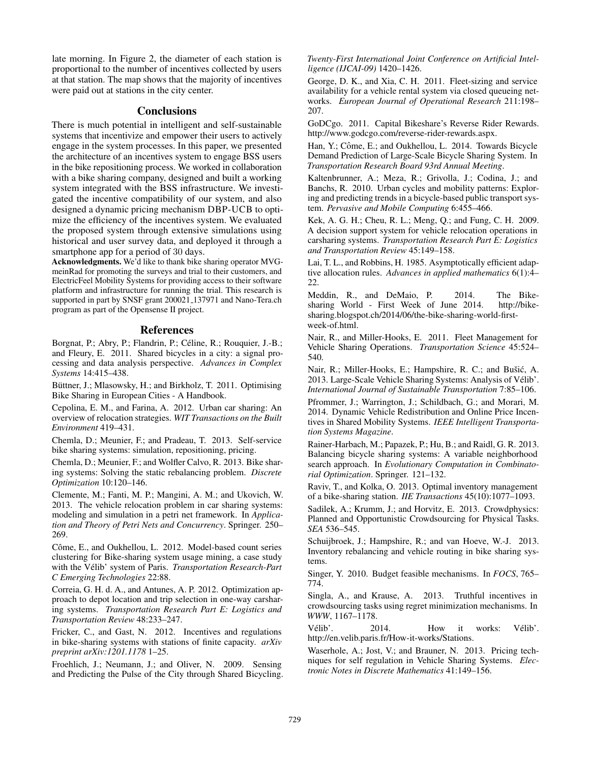late morning. In Figure 2, the diameter of each station is proportional to the number of incentives collected by users at that station. The map shows that the majority of incentives were paid out at stations in the city center.

## Conclusions

There is much potential in intelligent and self-sustainable systems that incentivize and empower their users to actively engage in the system processes. In this paper, we presented the architecture of an incentives system to engage BSS users in the bike repositioning process. We worked in collaboration with a bike sharing company, designed and built a working system integrated with the BSS infrastructure. We investigated the incentive compatibility of our system, and also designed a dynamic pricing mechanism DBP-UCB to optimize the efficiency of the incentives system. We evaluated the proposed system through extensive simulations using historical and user survey data, and deployed it through a smartphone app for a period of 30 days.

**Acknowledgments.** We'd like to thank bike sharing operator MVG-meinRad for promoting the surveys and trial to their customers, and ElectricFeel Mobility Systems for providing access to their software platform and infrastructure for running the trial. This research is supported in part by SNSF grant 200021_137971 and Nano-Tera.ch program as part of the Opensense II project.

## References

Borgnat, P.; Abry, P.; Flandrin, P.; Céline, R.; Rouquier, J.-B.; and Fleury, E. 2011. Shared bicycles in a city: a signal processing and data analysis perspective. *Advances in Complex Systems* 14:415–438.

Büttner, J.; Mlasowsky, H.; and Birkholz, T. 2011. Optimising Bike Sharing in European Cities - A Handbook.

Cepolina, E. M., and Farina, A. 2012. Urban car sharing: An overview of relocation strategies. *WIT Transactions on the Built Environment* 419–431.

Chemla, D.; Meunier, F.; and Pradeau, T. 2013. Self-service bike sharing systems: simulation, repositioning, pricing.

Chemla, D.; Meunier, F.; and Wolfler Calvo, R. 2013. Bike sharing systems: Solving the static rebalancing problem. *Discrete Optimization* 10:120–146.

Clemente, M.; Fanti, M. P.; Mangini, A. M.; and Ukovich, W. 2013. The vehicle relocation problem in car sharing systems: modeling and simulation in a petri net framework. In *Application and Theory of Petri Nets and Concurrency*. Springer. 250–269.

Côme, E., and Oukhellou, L. 2012. Model-based count series clustering for Bike-sharing system usage mining, a case study with the Vélib' system of Paris. *Transportation Research-Part C Emerging Technologies* 22:88.

Correia, G. H. d. A., and Antunes, A. P. 2012. Optimization approach to depot location and trip selection in one-way carsharing systems. *Transportation Research Part E: Logistics and Transportation Review* 48:233–247.

Fricker, C., and Gast, N. 2012. Incentives and regulations in bike-sharing systems with stations of finite capacity. *arXiv preprint arXiv:1201.1178* 1–25.

Froehlich, J.; Neumann, J.; and Oliver, N. 2009. Sensing and Predicting the Pulse of the City through Shared Bicycling. *Twenty-First International Joint Conference on Artificial Intelligence (IJCAI-09)* 1420–1426.

George, D. K., and Xia, C. H. 2011. Fleet-sizing and service availability for a vehicle rental system via closed queueing networks. *European Journal of Operational Research* 211:198–207.

GoDCgo. 2011. Capital Bikeshare's Reverse Rider Rewards. http://www.godcgo.com/reverse-rider-rewards.aspx.

Han, Y.; Côme, E.; and Oukhellou, L. 2014. Towards Bicycle Demand Prediction of Large-Scale Bicycle Sharing System. In *Transportation Research Board 93rd Annual Meeting*.

Kaltenbrunner, A.; Meza, R.; Grivolla, J.; Codina, J.; and Banchs, R. 2010. Urban cycles and mobility patterns: Exploring and predicting trends in a bicycle-based public transport system. *Pervasive and Mobile Computing* 6:455–466.

Kek, A. G. H.; Cheu, R. L.; Meng, Q.; and Fung, C. H. 2009. A decision support system for vehicle relocation operations in carsharing systems. *Transportation Research Part E: Logistics and Transportation Review* 45:149–158.

Lai, T. L., and Robbins, H. 1985. Asymptotically efficient adaptive allocation rules. *Advances in applied mathematics* 6(1):4–22.

Meddin, R., and DeMaio, P. 2014. The Bike-sharing World - First Week of June 2014. http://bike-sharing.blogspot.ch/2014/06/the-bike-sharing-world-first-week-of.html.

Nair, R., and Miller-Hooks, E. 2011. Fleet Management for Vehicle Sharing Operations. *Transportation Science* 45:524–540.

Nair, R.; Miller-Hooks, E.; Hampshire, R. C.; and Bušić, A. 2013. Large-Scale Vehicle Sharing Systems: Analysis of Vélib'. *International Journal of Sustainable Transportation* 7:85–106.

Pfrommer, J.; Warrington, J.; Schildbach, G.; and Morari, M. 2014. Dynamic Vehicle Redistribution and Online Price Incentives in Shared Mobility Systems. *IEEE Intelligent Transportation Systems Magazine*.

Rainer-Harbach, M.; Papazek, P.; Hu, B.; and Raidl, G. R. 2013. Balancing bicycle sharing systems: A variable neighborhood search approach. In *Evolutionary Computation in Combinatorial Optimization*. Springer. 121–132.

Raviv, T., and Kolka, O. 2013. Optimal inventory management of a bike-sharing station. *IIE Transactions* 45(10):1077–1093.

Sadilek, A.; Krumm, J.; and Horvitz, E. 2013. Crowdphysics: Planned and Opportunistic Crowdsourcing for Physical Tasks. *SEA* 536–545.

Schuijbroek, J.; Hampshire, R.; and van Hoeve, W.-J. 2013. Inventory rebalancing and vehicle routing in bike sharing systems.

Singer, Y. 2010. Budget feasible mechanisms. In *FOCS*, 765–774.

Singla, A., and Krause, A. 2013. Truthful incentives in crowdsourcing tasks using regret minimization mechanisms. In *WWW*, 1167–1178.

Vélib'. 2014. How it works: Vélib'. http://en.velib.paris.fr/How-it-works/Stations.

Waserhole, A.; Jost, V.; and Brauner, N. 2013. Pricing techniques for self regulation in Vehicle Sharing Systems. *Electronic Notes in Discrete Mathematics* 41:149–156.